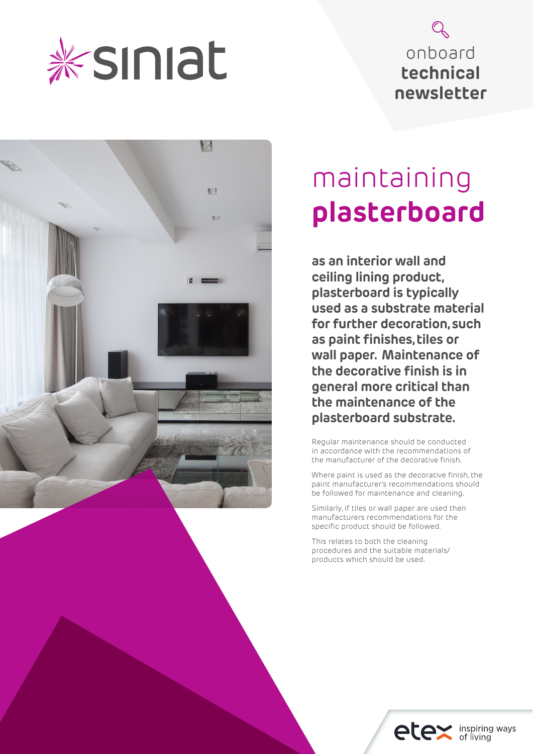siniat

onboard **technical newsletter**

# maintaining **plasterboard**

**as an interior wall and ceiling lining product, plasterboard is typically used as a substrate material for further decoration, such as paint finishes, tiles or wall paper. Maintenance of the decorative finish is in general more critical than the maintenance of the plasterboard substrate.**

Regular maintenance should be conducted in accordance with the recommendations of the manufacturer of the decorative finish.

Where paint is used as the decorative finish, the paint manufacturer's recommendations should be followed for maintenance and cleaning.

Similarly, if tiles or wall paper are used then manufacturers recommendations for the specific product should be followed.

This relates to both the cleaning procedures and the suitable materials/products which should be used.

etex inspiring ways of living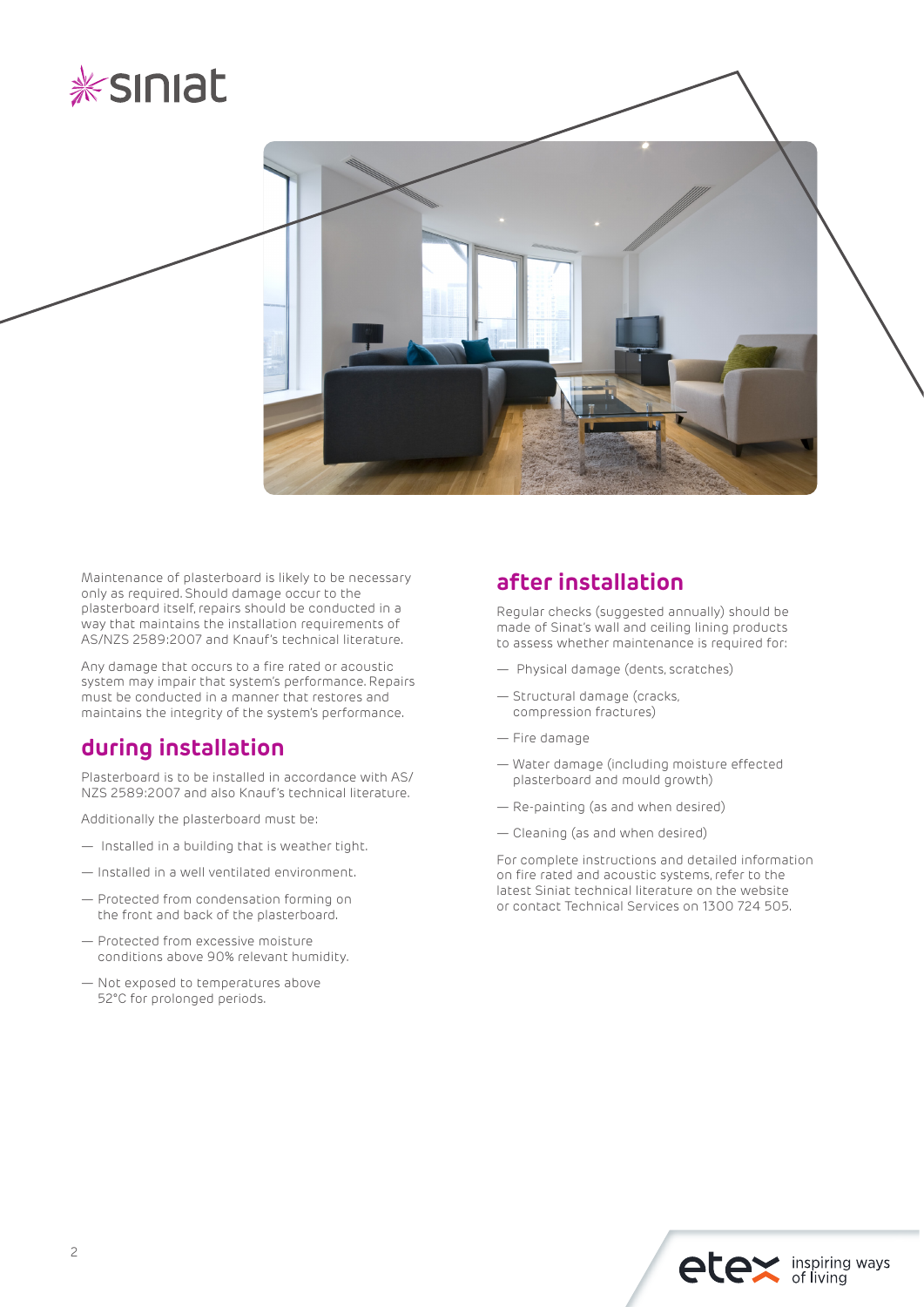Maintenance of plasterboard is likely to be necessary only as required. Should damage occur to the plasterboard itself, repairs should be conducted in a way that maintains the installation requirements of AS/NZS 2589:2007 and Knauf's technical literature.

Any damage that occurs to a fire rated or acoustic system may impair that system's performance. Repairs must be conducted in a manner that restores and maintains the integrity of the system's performance.

## during installation

Plasterboard is to be installed in accordance with AS/NZS 2589:2007 and also Knauf's technical literature.

Additionally the plasterboard must be:

- Installed in a building that is weather tight.
- Installed in a well ventilated environment.
- Protected from condensation forming on the front and back of the plasterboard.
- Protected from excessive moisture conditions above 90% relevant humidity.
- Not exposed to temperatures above 52°C for prolonged periods.

## after installation

Regular checks (suggested annually) should be made of Sinat's wall and ceiling lining products to assess whether maintenance is required for:

- Physical damage (dents, scratches)
- Structural damage (cracks, compression fractures)
- Fire damage
- Water damage (including moisture effected plasterboard and mould growth)
- Re-painting (as and when desired)
- Cleaning (as and when desired)

For complete instructions and detailed information on fire rated and acoustic systems, refer to the latest Siniat technical literature on the website or contact Technical Services on 1300 724 505.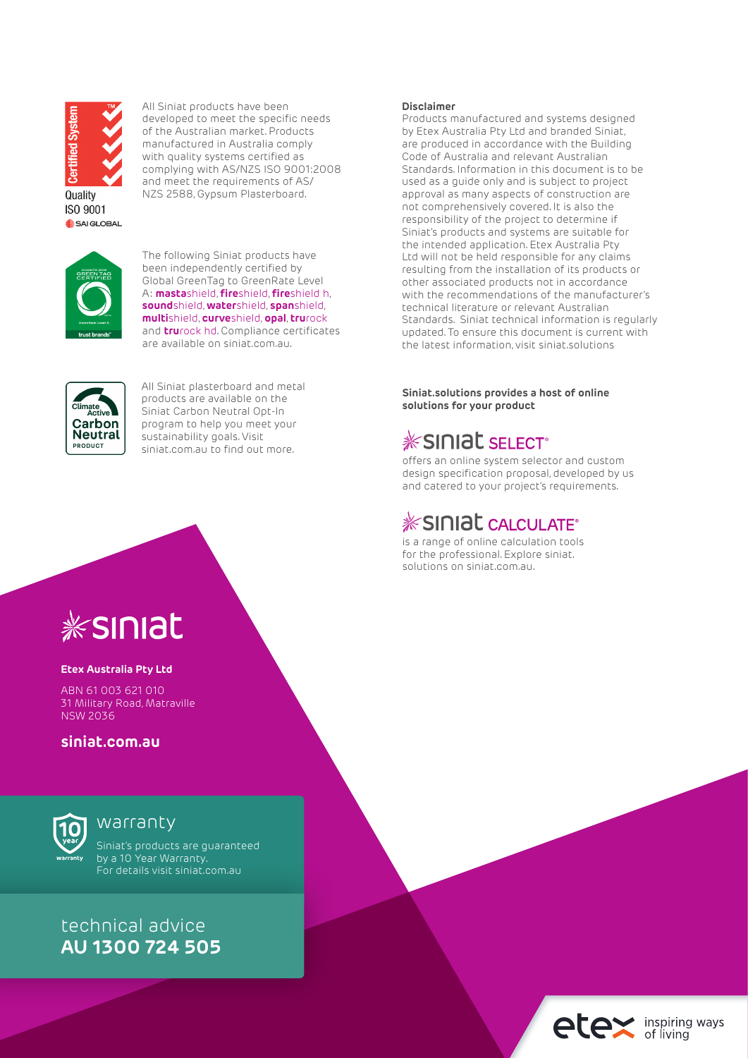All Siniat products have been developed to meet the specific needs of the Australian market. Products manufactured in Australia comply with quality systems certified as complying with AS/NZS ISO 9001:2008 and meet the requirements of AS/NZS 2588, Gypsum Plasterboard.

The following Siniat products have been independently certified by Global GreenTag to GreenRate Level A: **masta**shield, **fire**shield, **fire**shield h, **sound**shield, **water**shield, **span**shield, **multi**shield, **curve**shield, **opal**, **tru**rock and **tru**rock hd. Compliance certificates are available on siniat.com.au.

All Siniat plasterboard and metal products are available on the Siniat Carbon Neutral Opt-In program to help you meet your sustainability goals. Visit siniat.com.au to find out more.

**Disclaimer**

Products manufactured and systems designed by Etex Australia Pty Ltd and branded Siniat, are produced in accordance with the Building Code of Australia and relevant Australian Standards. Information in this document is to be used as a guide only and is subject to project approval as many aspects of construction are not comprehensively covered. It is also the responsibility of the project to determine if Siniat's products and systems are suitable for the intended application. Etex Australia Pty Ltd will not be held responsible for any claims resulting from the installation of its products or other associated products not in accordance with the recommendations of the manufacturer's technical literature or relevant Australian Standards. Siniat technical information is regularly updated. To ensure this document is current with the latest information, visit siniat.solutions

**Siniat.solutions provides a host of online solutions for your product**

**siniat SELECT®** offers an online system selector and custom design specification proposal, developed by us and catered to your project's requirements.

**siniat CALCULATE®** is a range of online calculation tools for the professional. Explore siniat.solutions on siniat.com.au.

**Etex Australia Pty Ltd**

ABN 61 003 621 010
31 Military Road, Matraville
NSW 2036

**siniat.com.au**

## warranty

Siniat's products are guaranteed by a 10 Year Warranty.
For details visit siniat.com.au

## technical advice
**AU 1300 724 505**

etex inspiring ways of living